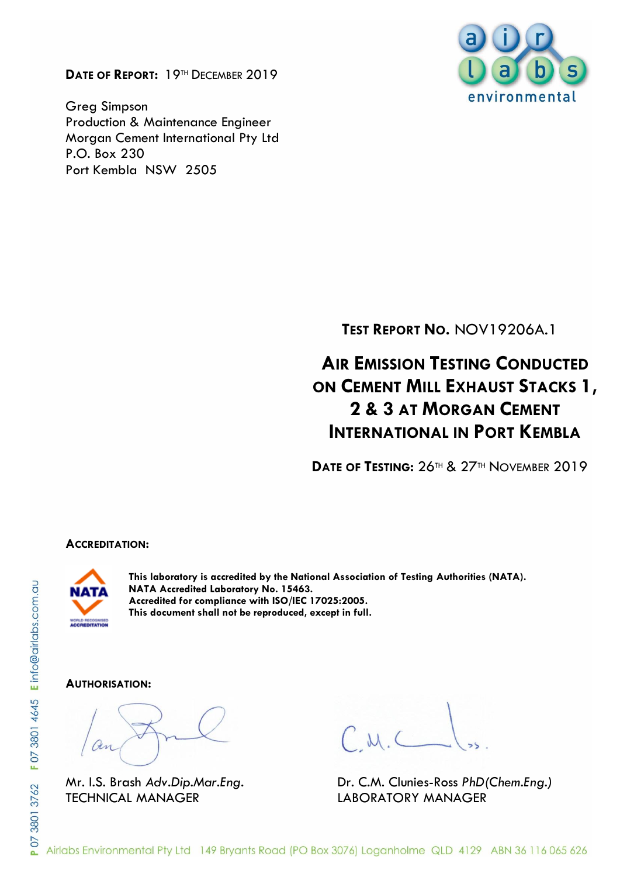**DATE OF REPORT:** 19TH DECEMBER 2019

Greg Simpson
Production & Maintenance Engineer
Morgan Cement International Pty Ltd
P.O. Box 230
Port Kembla NSW 2505

**TEST REPORT NO.** NOV19206A.1

# AIR EMISSION TESTING CONDUCTED ON CEMENT MILL EXHAUST STACKS 1, 2 & 3 AT MORGAN CEMENT INTERNATIONAL IN PORT KEMBLA

**DATE OF TESTING:** 26TH & 27TH NOVEMBER 2019

**ACCREDITATION:**

**This laboratory is accredited by the National Association of Testing Authorities (NATA).**
**NATA Accredited Laboratory No. 15463.**
**Accredited for compliance with ISO/IEC 17025:2005.**
**This document shall not be reproduced, except in full.**

**AUTHORISATION:**

Mr. I.S. Brash *Adv.Dip.Mar.Eng.*
TECHNICAL MANAGER

Dr. C.M. Clunies-Ross *PhD(Chem.Eng.)*
LABORATORY MANAGER

Airlabs Environmental Pty Ltd 149 Bryants Road (PO Box 3076) Loganholme QLD 4129 ABN 36 116 065 626

P 07 3801 3762 F 07 3801 4645 E info@airlabs.com.au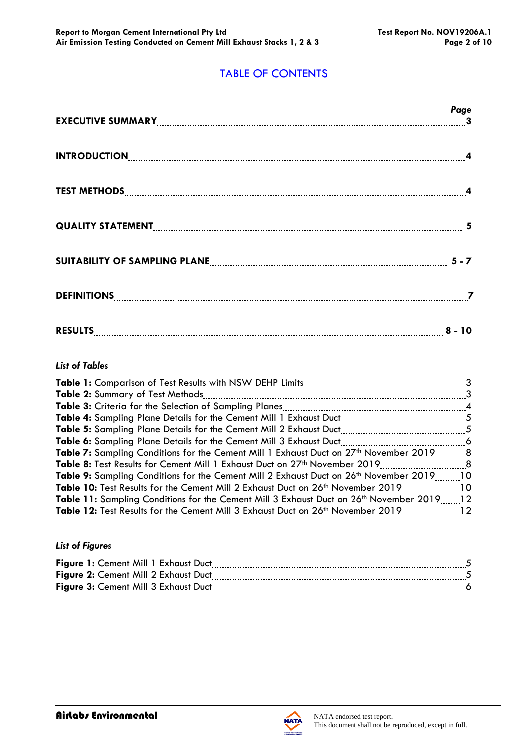# TABLE OF CONTENTS

| | Page |
|---|---|
| **EXECUTIVE SUMMARY** | **3** |
| **INTRODUCTION** | **4** |
| **TEST METHODS** | **4** |
| **QUALITY STATEMENT** | **5** |
| **SUITABILITY OF SAMPLING PLANE** | **5 - 7** |
| **DEFINITIONS** | **7** |
| **RESULTS** | **8 - 10** |

### *List of Tables*

**Table 1:** Comparison of Test Results with NSW DEHP Limits ........ 3
**Table 2:** Summary of Test Methods ........ 3
**Table 3:** Criteria for the Selection of Sampling Planes ........ 4
**Table 4:** Sampling Plane Details for the Cement Mill 1 Exhaust Duct ........ 5
**Table 5:** Sampling Plane Details for the Cement Mill 2 Exhaust Duct ........ 5
**Table 6:** Sampling Plane Details for the Cement Mill 3 Exhaust Duct ........ 6
**Table 7:** Sampling Conditions for the Cement Mill 1 Exhaust Duct on 27th November 2019 ........ 8
**Table 8:** Test Results for Cement Mill 1 Exhaust Duct on 27th November 2019 ........ 8
**Table 9:** Sampling Conditions for the Cement Mill 2 Exhaust Duct on 26th November 2019 ........ 10
**Table 10:** Test Results for the Cement Mill 2 Exhaust Duct on 26th November 2019 ........ 10
**Table 11:** Sampling Conditions for the Cement Mill 3 Exhaust Duct on 26th November 2019 ........ 12
**Table 12:** Test Results for the Cement Mill 3 Exhaust Duct on 26th November 2019 ........ 12

### *List of Figures*

**Figure 1:** Cement Mill 1 Exhaust Duct ........ 5
**Figure 2:** Cement Mill 2 Exhaust Duct ........ 5
**Figure 3:** Cement Mill 3 Exhaust Duct ........ 6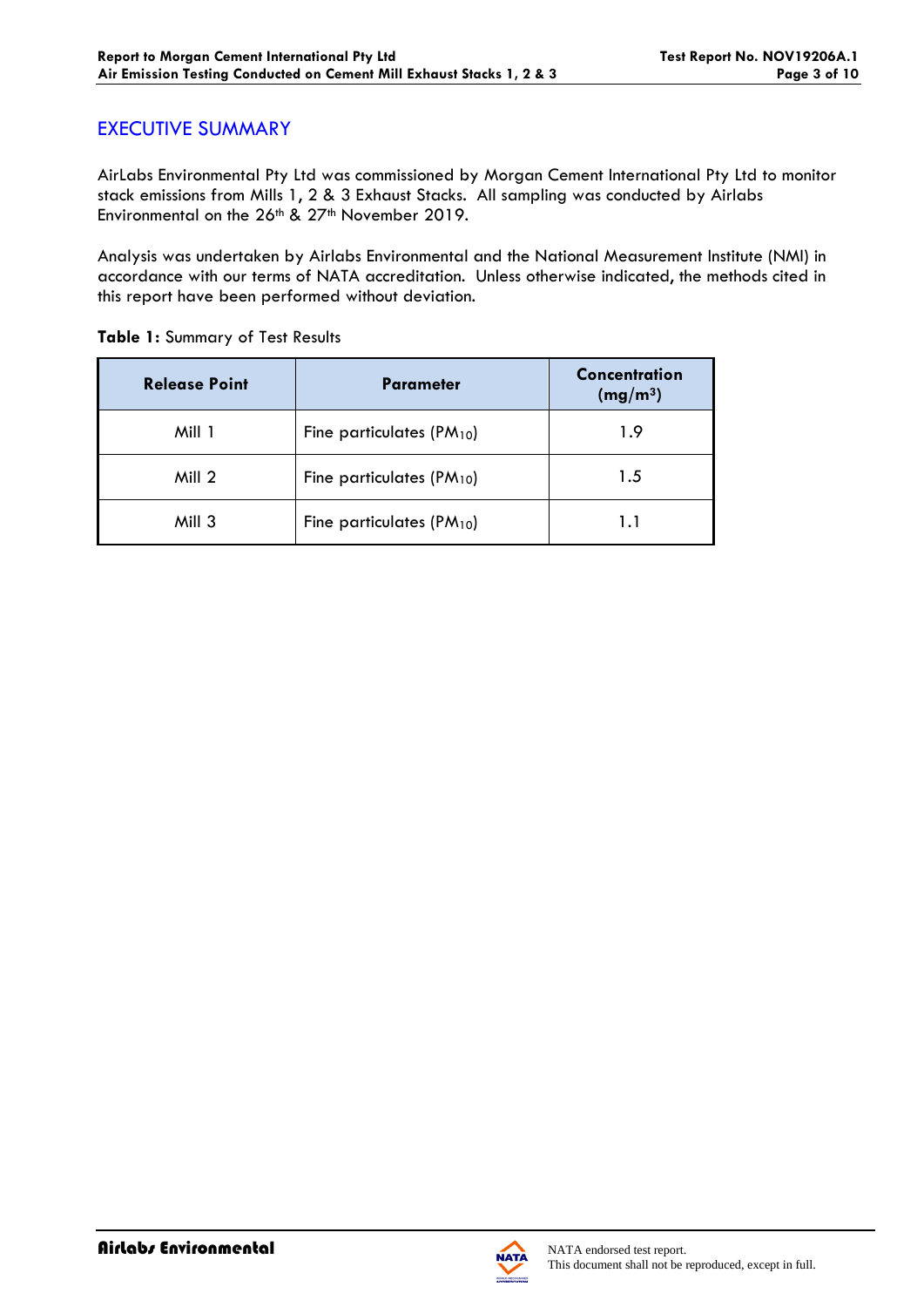## EXECUTIVE SUMMARY

AirLabs Environmental Pty Ltd was commissioned by Morgan Cement International Pty Ltd to monitor stack emissions from Mills 1, 2 & 3 Exhaust Stacks. All sampling was conducted by Airlabs Environmental on the 26th & 27th November 2019.

Analysis was undertaken by Airlabs Environmental and the National Measurement Institute (NMI) in accordance with our terms of NATA accreditation. Unless otherwise indicated, the methods cited in this report have been performed without deviation.

**Table 1:** Summary of Test Results

| Release Point | Parameter | Concentration ($mg/m^3$) |
|---|---|---|
| Mill 1 | Fine particulates ($PM_{10}$) | 1.9 |
| Mill 2 | Fine particulates ($PM_{10}$) | 1.5 |
| Mill 3 | Fine particulates ($PM_{10}$) | 1.1 |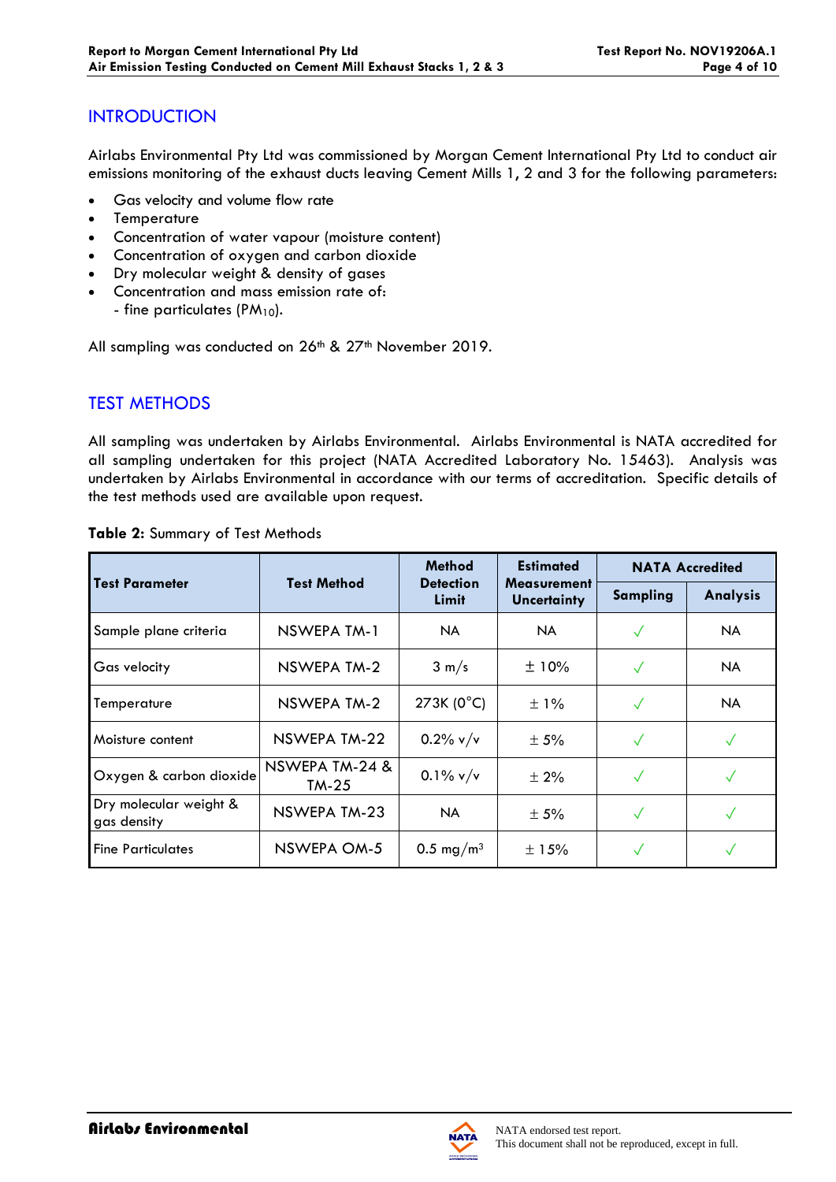## INTRODUCTION

Airlabs Environmental Pty Ltd was commissioned by Morgan Cement International Pty Ltd to conduct air emissions monitoring of the exhaust ducts leaving Cement Mills 1, 2 and 3 for the following parameters:

- Gas velocity and volume flow rate
- Temperature
- Concentration of water vapour (moisture content)
- Concentration of oxygen and carbon dioxide
- Dry molecular weight & density of gases
- Concentration and mass emission rate of:
  - fine particulates ($PM_{10}$).

All sampling was conducted on 26th & 27th November 2019.

## TEST METHODS

All sampling was undertaken by Airlabs Environmental. Airlabs Environmental is NATA accredited for all sampling undertaken for this project (NATA Accredited Laboratory No. 15463). Analysis was undertaken by Airlabs Environmental in accordance with our terms of accreditation. Specific details of the test methods used are available upon request.

**Table 2:** Summary of Test Methods

| Test Parameter | Test Method | Method Detection Limit | Estimated Measurement Uncertainty | NATA Accredited | |
|---|---|---|---|---|---|
| | | | | Sampling | Analysis |
| Sample plane criteria | NSWEPA TM-1 | NA | NA | ✓ | NA |
| Gas velocity | NSWEPA TM-2 | 3 m/s | ± 10% | ✓ | NA |
| Temperature | NSWEPA TM-2 | 273K (0°C) | ± 1% | ✓ | NA |
| Moisture content | NSWEPA TM-22 | 0.2% v/v | ± 5% | ✓ | ✓ |
| Oxygen & carbon dioxide | NSWEPA TM-24 & TM-25 | 0.1% v/v | ± 2% | ✓ | ✓ |
| Dry molecular weight & gas density | NSWEPA TM-23 | NA | ± 5% | ✓ | ✓ |
| Fine Particulates | NSWEPA OM-5 | 0.5 mg/m$^3$ | ± 15% | ✓ | ✓ |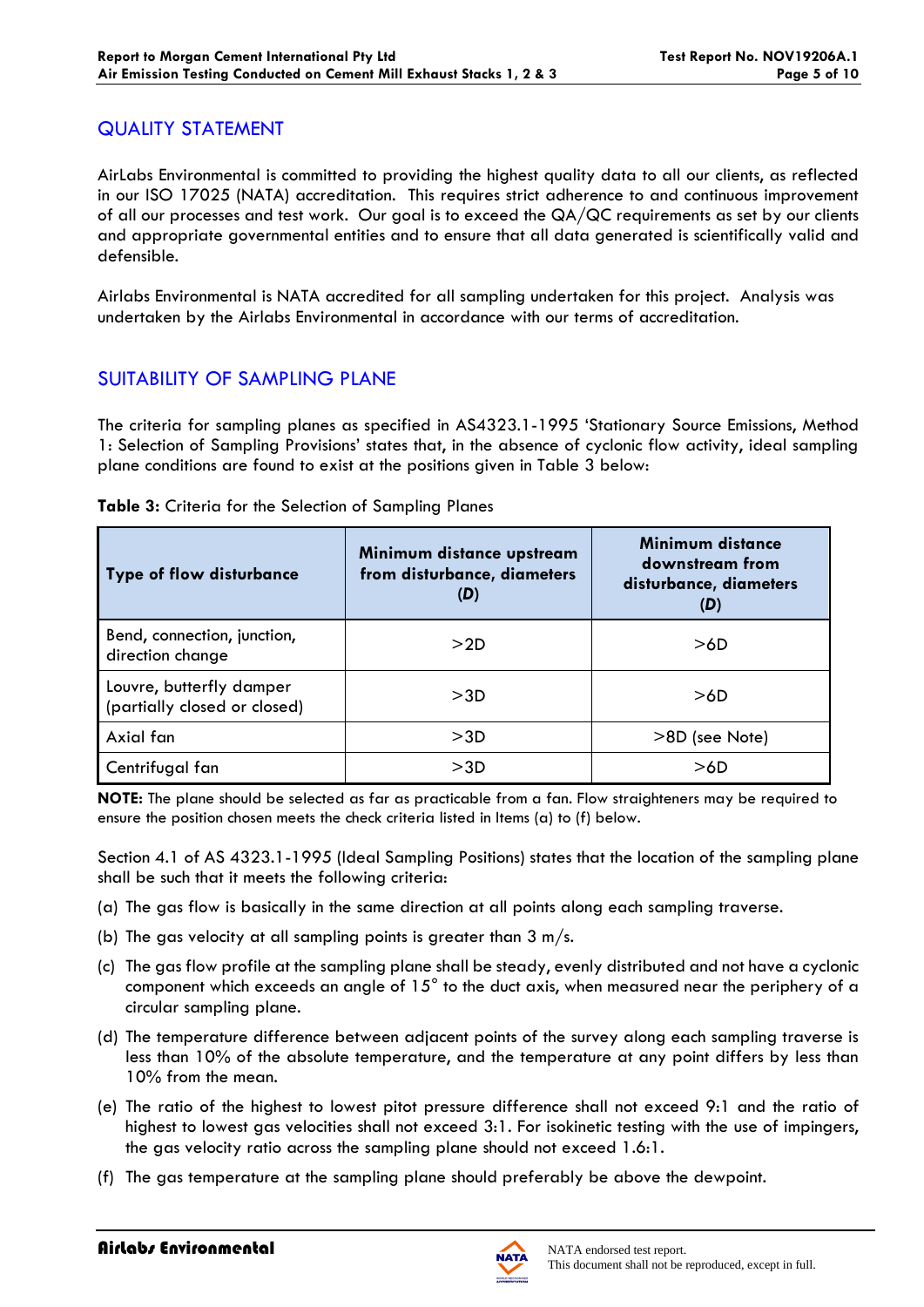## QUALITY STATEMENT

AirLabs Environmental is committed to providing the highest quality data to all our clients, as reflected in our ISO 17025 (NATA) accreditation. This requires strict adherence to and continuous improvement of all our processes and test work. Our goal is to exceed the QA/QC requirements as set by our clients and appropriate governmental entities and to ensure that all data generated is scientifically valid and defensible.

Airlabs Environmental is NATA accredited for all sampling undertaken for this project. Analysis was undertaken by the Airlabs Environmental in accordance with our terms of accreditation.

## SUITABILITY OF SAMPLING PLANE

The criteria for sampling planes as specified in AS4323.1-1995 'Stationary Source Emissions, Method 1: Selection of Sampling Provisions' states that, in the absence of cyclonic flow activity, ideal sampling plane conditions are found to exist at the positions given in Table 3 below:

**Table 3:** Criteria for the Selection of Sampling Planes

| Type of flow disturbance | Minimum distance upstream from disturbance, diameters (*D*) | Minimum distance downstream from disturbance, diameters (*D*) |
|---|---|---|
| Bend, connection, junction, direction change | >2D | >6D |
| Louvre, butterfly damper (partially closed or closed) | >3D | >6D |
| Axial fan | >3D | >8D (see Note) |
| Centrifugal fan | >3D | >6D |

**NOTE:** The plane should be selected as far as practicable from a fan. Flow straighteners may be required to ensure the position chosen meets the check criteria listed in Items (a) to (f) below.

Section 4.1 of AS 4323.1-1995 (Ideal Sampling Positions) states that the location of the sampling plane shall be such that it meets the following criteria:

(a) The gas flow is basically in the same direction at all points along each sampling traverse.

(b) The gas velocity at all sampling points is greater than 3 m/s.

(c) The gas flow profile at the sampling plane shall be steady, evenly distributed and not have a cyclonic component which exceeds an angle of 15° to the duct axis, when measured near the periphery of a circular sampling plane.

(d) The temperature difference between adjacent points of the survey along each sampling traverse is less than 10% of the absolute temperature, and the temperature at any point differs by less than 10% from the mean.

(e) The ratio of the highest to lowest pitot pressure difference shall not exceed 9:1 and the ratio of highest to lowest gas velocities shall not exceed 3:1. For isokinetic testing with the use of impingers, the gas velocity ratio across the sampling plane should not exceed 1.6:1.

(f) The gas temperature at the sampling plane should preferably be above the dewpoint.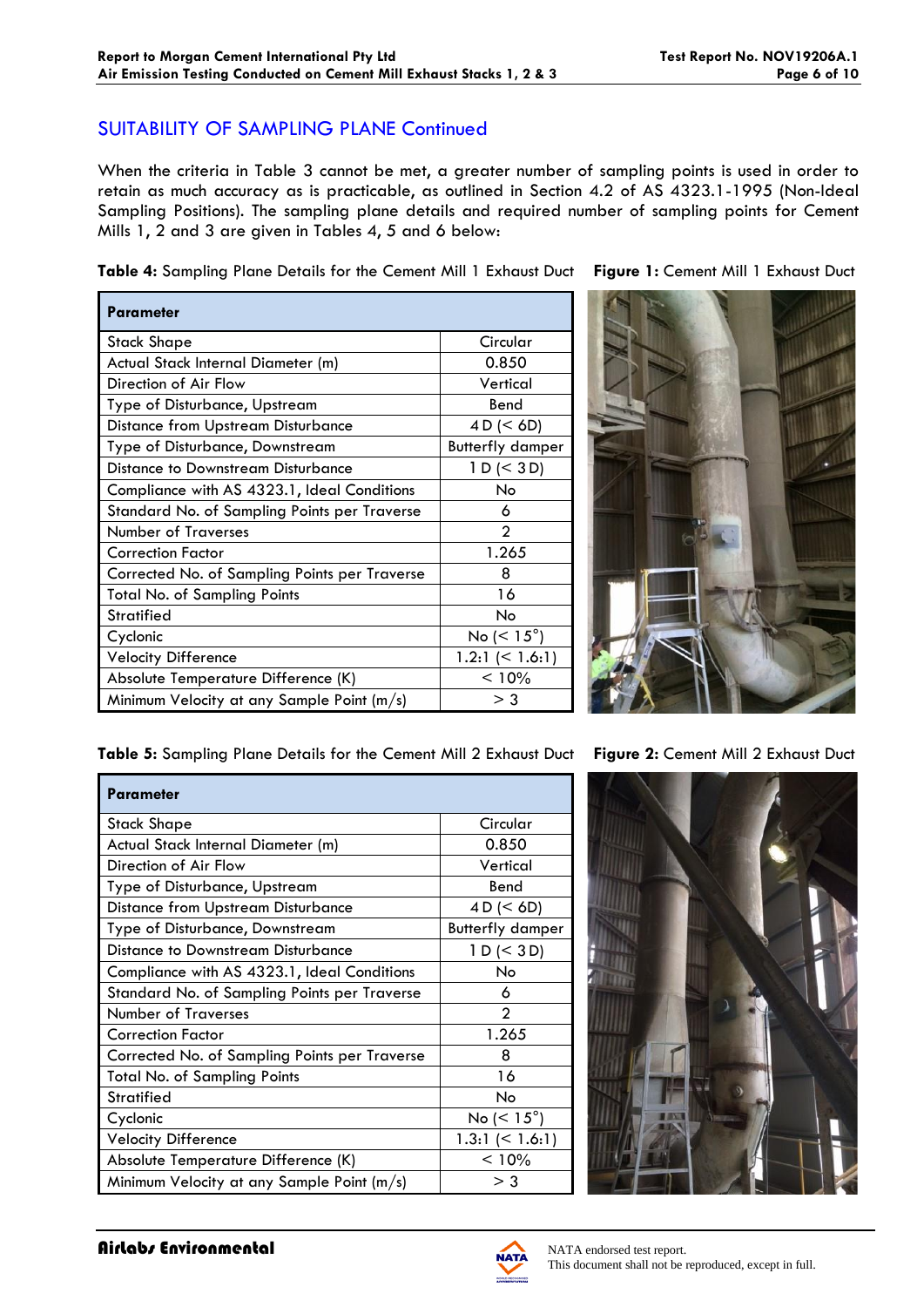## SUITABILITY OF SAMPLING PLANE Continued

When the criteria in Table 3 cannot be met, a greater number of sampling points is used in order to retain as much accuracy as is practicable, as outlined in Section 4.2 of AS 4323.1-1995 (Non-Ideal Sampling Positions). The sampling plane details and required number of sampling points for Cement Mills 1, 2 and 3 are given in Tables 4, 5 and 6 below:

**Table 4:** Sampling Plane Details for the Cement Mill 1 Exhaust Duct

| Parameter | |
|---|---|
| Stack Shape | Circular |
| Actual Stack Internal Diameter (m) | 0.850 |
| Direction of Air Flow | Vertical |
| Type of Disturbance, Upstream | Bend |
| Distance from Upstream Disturbance | 4 D (< 6D) |
| Type of Disturbance, Downstream | Butterfly damper |
| Distance to Downstream Disturbance | 1 D (< 3 D) |
| Compliance with AS 4323.1, Ideal Conditions | No |
| Standard No. of Sampling Points per Traverse | 6 |
| Number of Traverses | 2 |
| Correction Factor | 1.265 |
| Corrected No. of Sampling Points per Traverse | 8 |
| Total No. of Sampling Points | 16 |
| Stratified | No |
| Cyclonic | No (< 15°) |
| Velocity Difference | 1.2:1 (< 1.6:1) |
| Absolute Temperature Difference (K) | < 10% |
| Minimum Velocity at any Sample Point (m/s) | > 3 |

**Figure 1:** Cement Mill 1 Exhaust Duct

**Table 5:** Sampling Plane Details for the Cement Mill 2 Exhaust Duct

| Parameter | |
|---|---|
| Stack Shape | Circular |
| Actual Stack Internal Diameter (m) | 0.850 |
| Direction of Air Flow | Vertical |
| Type of Disturbance, Upstream | Bend |
| Distance from Upstream Disturbance | 4 D (< 6D) |
| Type of Disturbance, Downstream | Butterfly damper |
| Distance to Downstream Disturbance | 1 D (< 3 D) |
| Compliance with AS 4323.1, Ideal Conditions | No |
| Standard No. of Sampling Points per Traverse | 6 |
| Number of Traverses | 2 |
| Correction Factor | 1.265 |
| Corrected No. of Sampling Points per Traverse | 8 |
| Total No. of Sampling Points | 16 |
| Stratified | No |
| Cyclonic | No (< 15°) |
| Velocity Difference | 1.3:1 (< 1.6:1) |
| Absolute Temperature Difference (K) | < 10% |
| Minimum Velocity at any Sample Point (m/s) | > 3 |

**Figure 2:** Cement Mill 2 Exhaust Duct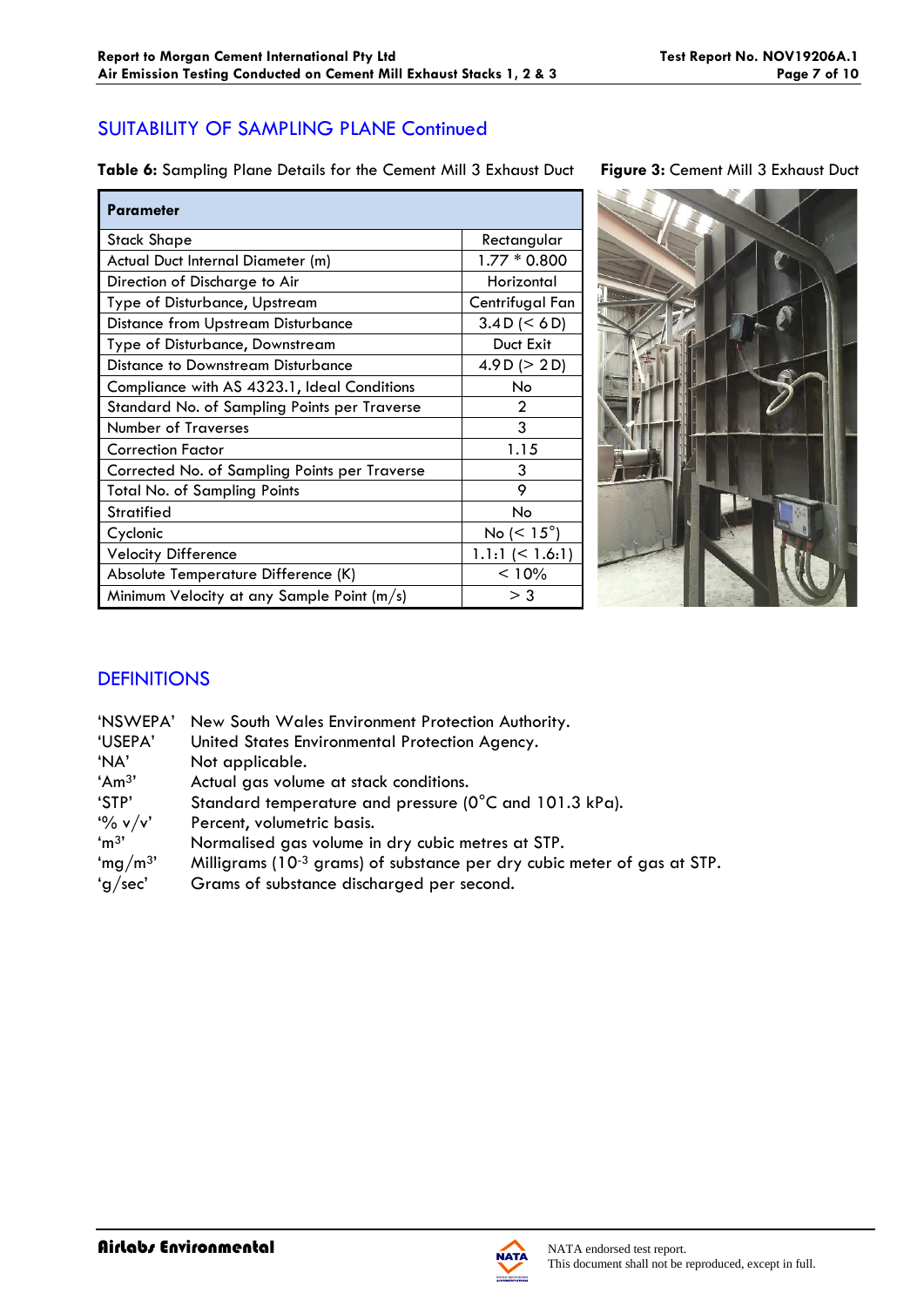## SUITABILITY OF SAMPLING PLANE Continued

**Table 6:** Sampling Plane Details for the Cement Mill 3 Exhaust Duct

| **Parameter** | |
|---|---|
| Stack Shape | Rectangular |
| Actual Duct Internal Diameter (m) | 1.77 * 0.800 |
| Direction of Discharge to Air | Horizontal |
| Type of Disturbance, Upstream | Centrifugal Fan |
| Distance from Upstream Disturbance | 3.4 D (< 6 D) |
| Type of Disturbance, Downstream | Duct Exit |
| Distance to Downstream Disturbance | 4.9 D (> 2 D) |
| Compliance with AS 4323.1, Ideal Conditions | No |
| Standard No. of Sampling Points per Traverse | 2 |
| Number of Traverses | 3 |
| Correction Factor | 1.15 |
| Corrected No. of Sampling Points per Traverse | 3 |
| Total No. of Sampling Points | 9 |
| Stratified | No |
| Cyclonic | No (< 15°) |
| Velocity Difference | 1.1:1 (< 1.6:1) |
| Absolute Temperature Difference (K) | < 10% |
| Minimum Velocity at any Sample Point (m/s) | > 3 |

**Figure 3:** Cement Mill 3 Exhaust Duct

## DEFINITIONS

'NSWEPA' New South Wales Environment Protection Authority.
'USEPA' United States Environmental Protection Agency.
'NA' Not applicable.
'Am$^3$' Actual gas volume at stack conditions.
'STP' Standard temperature and pressure (0°C and 101.3 kPa).
'% v/v' Percent, volumetric basis.
'm$^3$' Normalised gas volume in dry cubic metres at STP.
'mg/m$^3$' Milligrams ($10^{-3}$ grams) of substance per dry cubic meter of gas at STP.
'g/sec' Grams of substance discharged per second.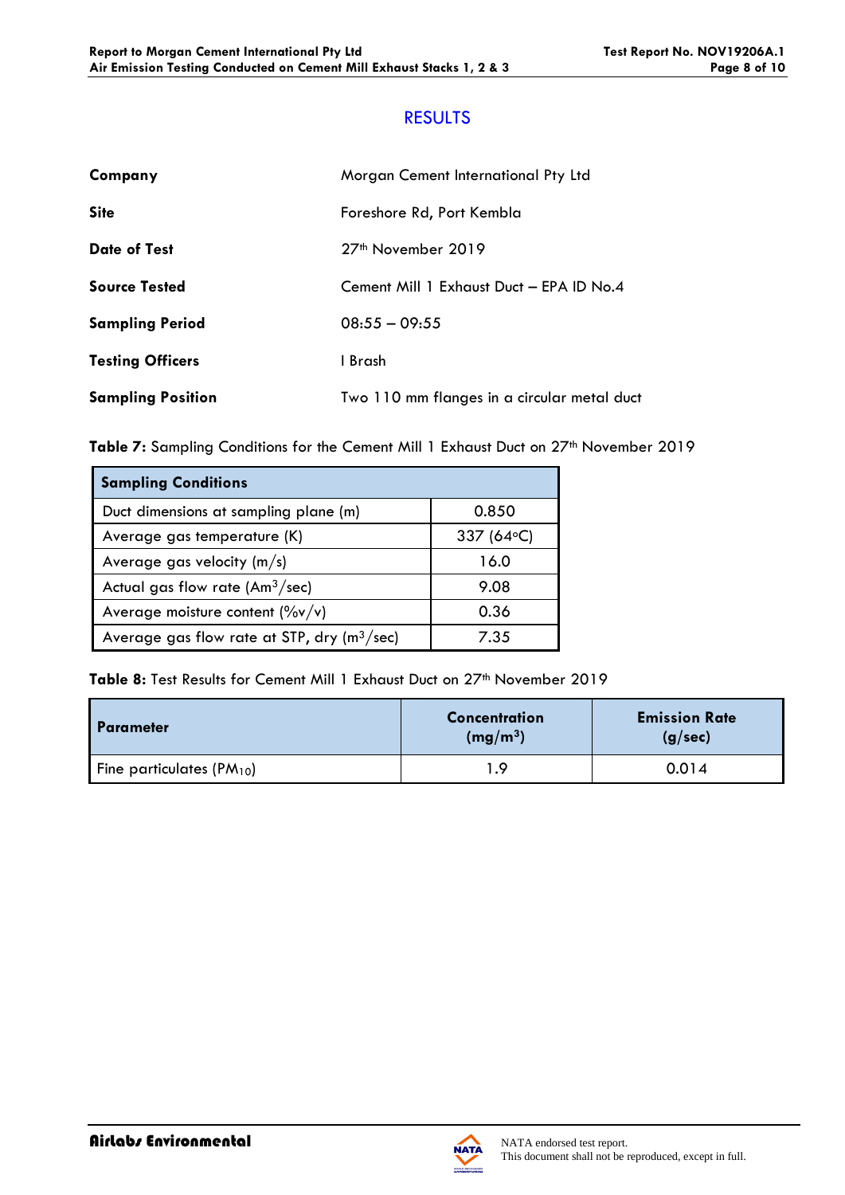# RESULTS

| | |
|---|---|
| **Company** | Morgan Cement International Pty Ltd |
| **Site** | Foreshore Rd, Port Kembla |
| **Date of Test** | 27th November 2019 |
| **Source Tested** | Cement Mill 1 Exhaust Duct – EPA ID No.4 |
| **Sampling Period** | 08:55 – 09:55 |
| **Testing Officers** | I Brash |
| **Sampling Position** | Two 110 mm flanges in a circular metal duct |

**Table 7:** Sampling Conditions for the Cement Mill 1 Exhaust Duct on 27th November 2019

| Sampling Conditions | |
|---|---|
| Duct dimensions at sampling plane (m) | 0.850 |
| Average gas temperature (K) | 337 (64°C) |
| Average gas velocity (m/s) | 16.0 |
| Actual gas flow rate ($Am^3$/sec) | 9.08 |
| Average moisture content (%v/v) | 0.36 |
| Average gas flow rate at STP, dry ($m^3$/sec) | 7.35 |

**Table 8:** Test Results for Cement Mill 1 Exhaust Duct on 27th November 2019

| Parameter | Concentration ($mg/m^3$) | Emission Rate (g/sec) |
|---|---|---|
| Fine particulates ($PM_{10}$) | 1.9 | 0.014 |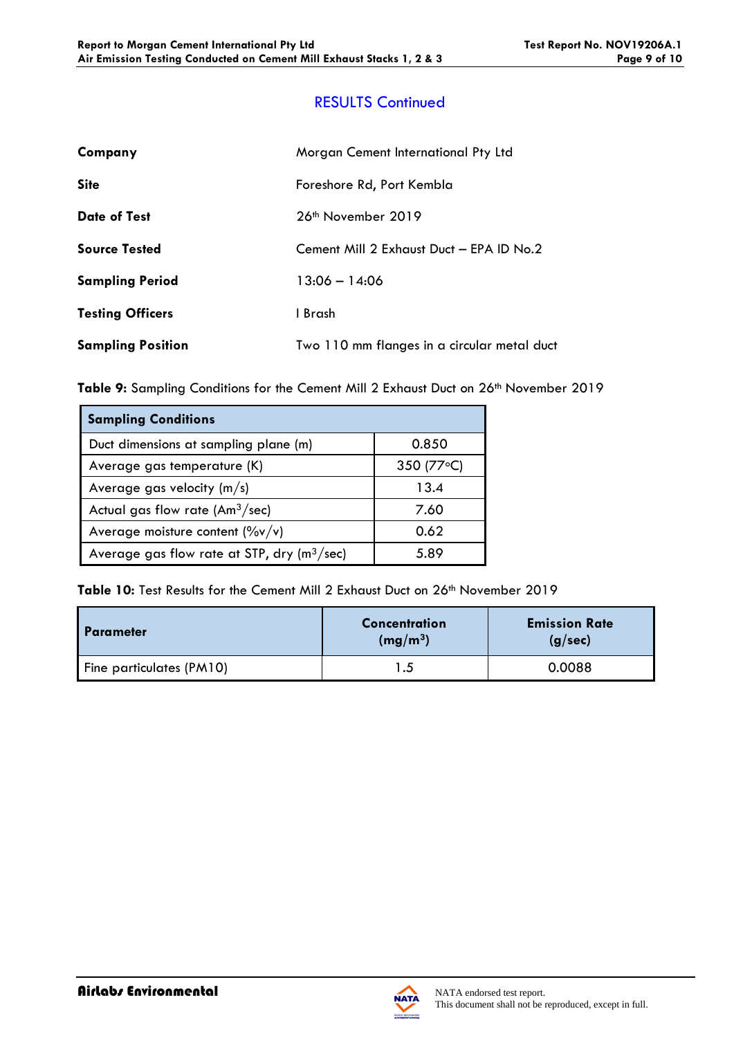## RESULTS Continued

| | |
|---|---|
| **Company** | Morgan Cement International Pty Ltd |
| **Site** | Foreshore Rd, Port Kembla |
| **Date of Test** | 26th November 2019 |
| **Source Tested** | Cement Mill 2 Exhaust Duct – EPA ID No.2 |
| **Sampling Period** | 13:06 – 14:06 |
| **Testing Officers** | I Brash |
| **Sampling Position** | Two 110 mm flanges in a circular metal duct |

**Table 9:** Sampling Conditions for the Cement Mill 2 Exhaust Duct on 26th November 2019

| **Sampling Conditions** | |
|---|---|
| Duct dimensions at sampling plane (m) | 0.850 |
| Average gas temperature (K) | 350 (77°C) |
| Average gas velocity (m/s) | 13.4 |
| Actual gas flow rate (Am$^3$/sec) | 7.60 |
| Average moisture content (%v/v) | 0.62 |
| Average gas flow rate at STP, dry (m$^3$/sec) | 5.89 |

**Table 10:** Test Results for the Cement Mill 2 Exhaust Duct on 26th November 2019

| **Parameter** | **Concentration (mg/m$^3$)** | **Emission Rate (g/sec)** |
|---|---|---|
| Fine particulates (PM10) | 1.5 | 0.0088 |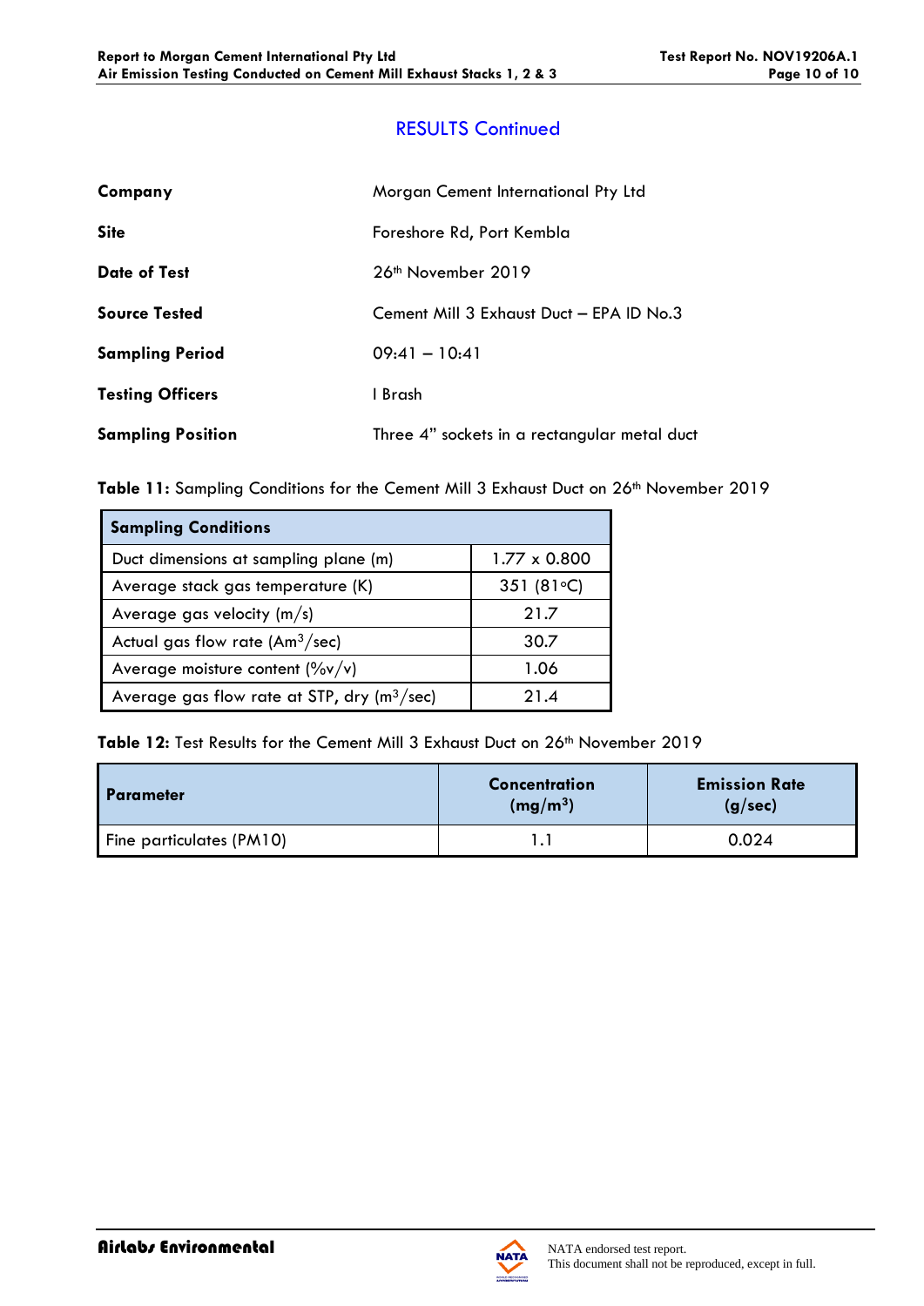## RESULTS Continued

| | |
|---|---|
| **Company** | Morgan Cement International Pty Ltd |
| **Site** | Foreshore Rd, Port Kembla |
| **Date of Test** | 26th November 2019 |
| **Source Tested** | Cement Mill 3 Exhaust Duct – EPA ID No.3 |
| **Sampling Period** | 09:41 – 10:41 |
| **Testing Officers** | I Brash |
| **Sampling Position** | Three 4" sockets in a rectangular metal duct |

**Table 11:** Sampling Conditions for the Cement Mill 3 Exhaust Duct on 26th November 2019

| **Sampling Conditions** | |
|---|---|
| Duct dimensions at sampling plane (m) | 1.77 x 0.800 |
| Average stack gas temperature (K) | 351 (81°C) |
| Average gas velocity (m/s) | 21.7 |
| Actual gas flow rate ($Am^3$/sec) | 30.7 |
| Average moisture content (%v/v) | 1.06 |
| Average gas flow rate at STP, dry ($m^3$/sec) | 21.4 |

**Table 12:** Test Results for the Cement Mill 3 Exhaust Duct on 26th November 2019

| **Parameter** | **Concentration ($mg/m^3$)** | **Emission Rate (g/sec)** |
|---|---|---|
| Fine particulates (PM10) | 1.1 | 0.024 |

NATA endorsed test report.
This document shall not be reproduced, except in full.